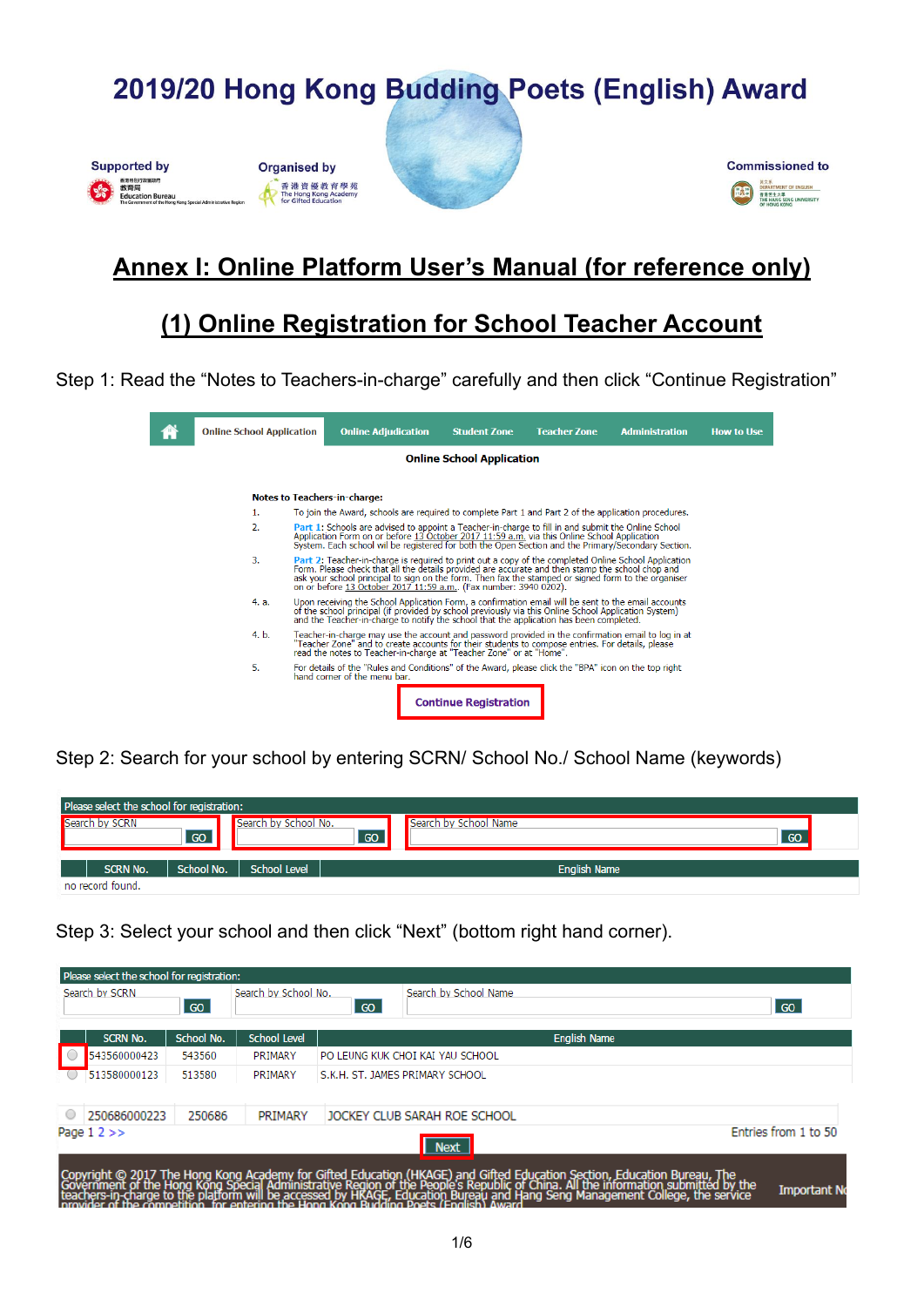# 2019/20 Hong Kong Budding Poets (English) Award

Supported by Education Bureau | Organised by The Hong Kong Academy for Gifted Education | Commissioned to Department of English, The Hang Seng University of Hong Kong

## Annex I: Online Platform User's Manual (for reference only)

## (1) Online Registration for School Teacher Account

Step 1: Read the "Notes to Teachers-in-charge" carefully and then click "Continue Registration"

Online School Application | Online Adjudication | Student Zone | Teacher Zone | Administration | How to Use

**Online School Application**

**Notes to Teachers-in-charge:**

1. To join the Award, schools are required to complete Part 1 and Part 2 of the application procedures.
2. Part 1: Schools are advised to appoint a Teacher-in-charge to fill in and submit the Online School Application Form on or before 13 October 2017 11:59 a.m. via this Online School Application System. Each school will be registered for both the Open Section and the Primary/Secondary Section.
3. Part 2: Teacher-in-charge is required to print out a copy of the completed Online School Application Form. Please check that all the details provided are accurate and then stamp the school chop and ask your school principal to sign on the form. Then fax the stamped or signed form to the organiser on or before 13 October 2017 11:59 a.m.. (Fax number: 3940 0202).

4. a. Upon receiving the School Application Form, a confirmation email will be sent to the email accounts of the school principal (if provided by school previously via this Online School Application System) and the Teacher-in-charge to notify the school that the application has been completed.

4. b. Teacher-in-charge may use the account and password provided in the confirmation email to log in at "Teacher Zone" and to create accounts for their students to compose entries. For details, please read the notes to Teacher-in-charge at "Teacher Zone" or at "Home".

5. For details of the "Rules and Conditions" of the Award, please click the "BPA" icon on the top right hand corner of the menu bar.

**Continue Registration**

Step 2: Search for your school by entering SCRN/ School No./ School Name (keywords)

Please select the school for registration:

Search by SCRN [GO] | Search by School No. [GO] | Search by School Name [GO]

| | SCRN No. | School No. | School Level | English Name |
|---|---|---|---|---|
| no record found. | | | | |

Step 3: Select your school and then click "Next" (bottom right hand corner).

Please select the school for registration:

Search by SCRN [GO] | Search by School No. [GO] | Search by School Name [GO]

| | SCRN No. | School No. | School Level | English Name |
|---|---|---|---|---|
| ○ | 543560000423 | 543560 | PRIMARY | PO LEUNG KUK CHOI KAI YAU SCHOOL |
| ○ | 513580000123 | 513580 | PRIMARY | S.K.H. ST. JAMES PRIMARY SCHOOL |
| ○ | 250686000223 | 250686 | PRIMARY | JOCKEY CLUB SARAH ROE SCHOOL |

Page 1 2 >> | Entries from 1 to 50

**Next**

Copyright © 2017 The Hong Kong Academy for Gifted Education (HKAGE) and Gifted Education Section, Education Bureau, The Government of the Hong Kong Special Administrative Region of the People's Republic of China. All the information submitted by the teachers-in-charge to the platform will be accessed by HKAGE, Education Bureau and Hang Seng Management College, the service provider of the competition, for entering the Hong Kong Budding Poets (English) Award | Important N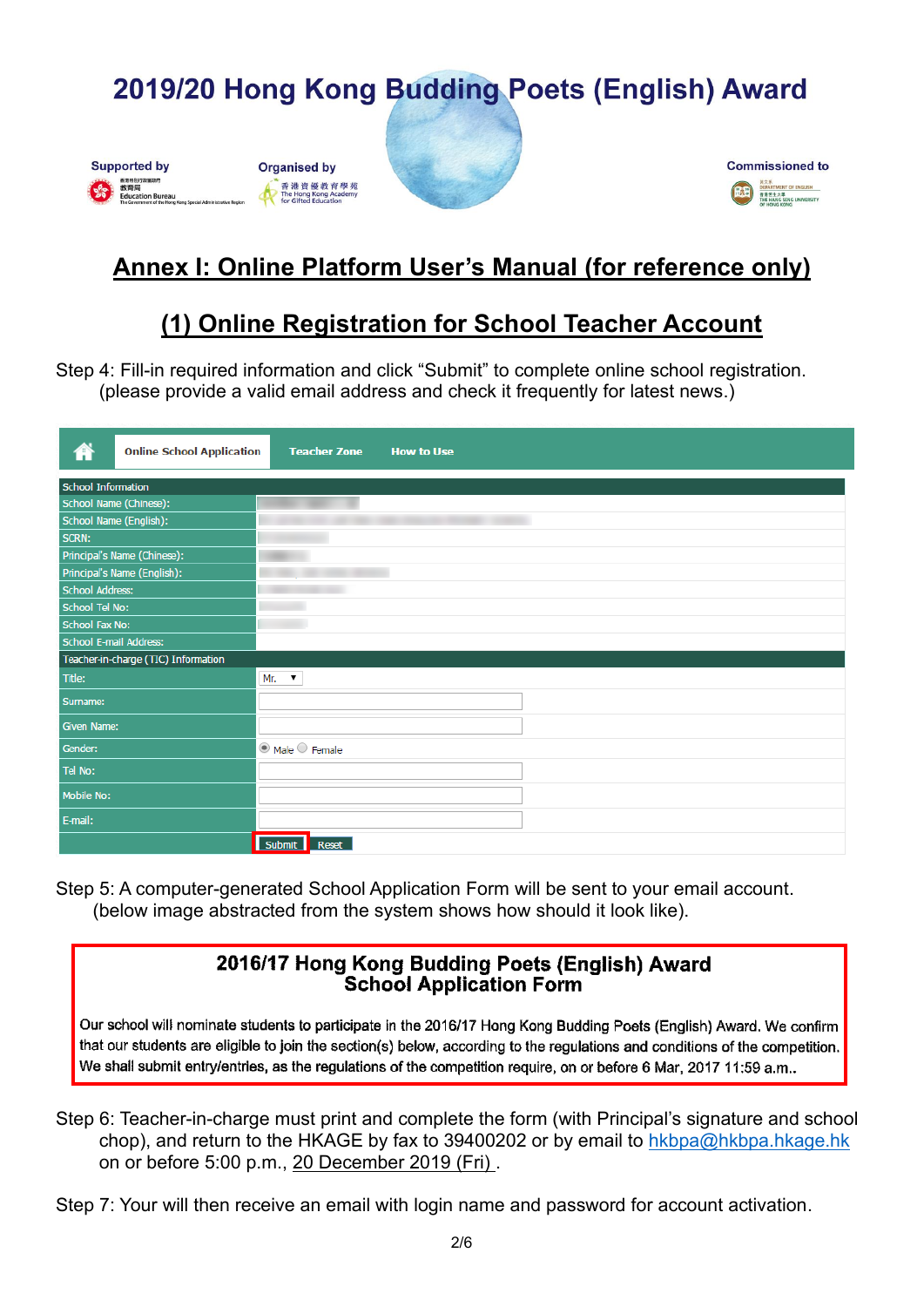# 2019/20 Hong Kong Budding Poets (English) Award

Supported by Education Bureau

Organised by The Hong Kong Academy for Gifted Education

Commissioned to Department of English, The Hang Seng University of Hong Kong

## Annex I: Online Platform User's Manual (for reference only)

### (1) Online Registration for School Teacher Account

Step 4: Fill-in required information and click "Submit" to complete online school registration.
(please provide a valid email address and check it frequently for latest news.)

Online School Application | Teacher Zone | How to Use

| School Information | |
|---|---|
| School Name (Chinese): | |
| School Name (English): | |
| SCRN: | |
| Principal's Name (Chinese): | |
| Principal's Name (English): | |
| School Address: | |
| School Tel No: | |
| School Fax No: | |
| School E-mail Address: | |
| **Teacher-in-charge (TIC) Information** | |
| Title: | Mr. |
| Surname: | |
| Given Name: | |
| Gender: | Male / Female |
| Tel No: | |
| Mobile No: | |
| E-mail: | |
| | Submit / Reset |

Step 5: A computer-generated School Application Form will be sent to your email account.
(below image abstracted from the system shows how should it look like).

**2016/17 Hong Kong Budding Poets (English) Award**
**School Application Form**

Our school will nominate students to participate in the 2016/17 Hong Kong Budding Poets (English) Award. We confirm that our students are eligible to join the section(s) below, according to the regulations and conditions of the competition. We shall submit entry/entries, as the regulations of the competition require, on or before 6 Mar, 2017 11:59 a.m..

Step 6: Teacher-in-charge must print and complete the form (with Principal's signature and school chop), and return to the HKAGE by fax to 39400202 or by email to hkbpa@hkbpa.hkage.hk on or before 5:00 p.m., 20 December 2019 (Fri) .

Step 7: Your will then receive an email with login name and password for account activation.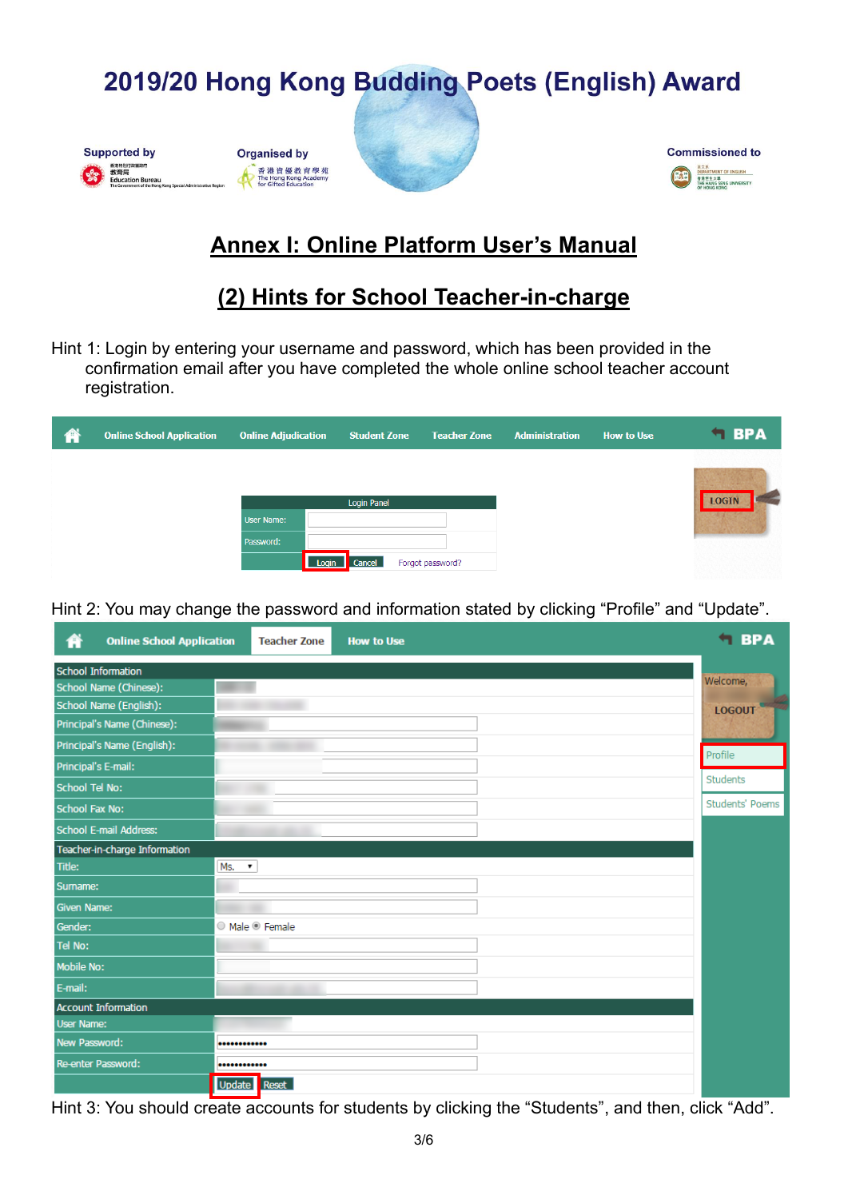# 2019/20 Hong Kong Budding Poets (English) Award

Supported by
Education Bureau

Organised by
The Hong Kong Academy for Gifted Education

Commissioned to
Department of English, The Hang Seng University of Hong Kong

## Annex I: Online Platform User's Manual

## (2) Hints for School Teacher-in-charge

Hint 1: Login by entering your username and password, which has been provided in the confirmation email after you have completed the whole online school teacher account registration.

Hint 2: You may change the password and information stated by clicking "Profile" and "Update".

Hint 3: You should create accounts for students by clicking the "Students", and then, click "Add".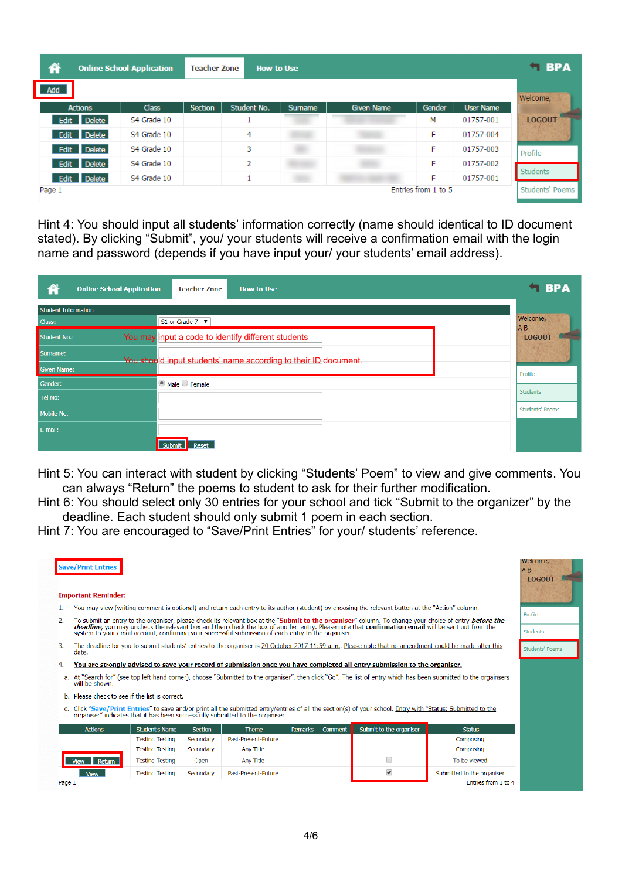| Actions | Class | Section | Student No. | Surname | Given Name | Gender | User Name |
|---|---|---|---|---|---|---|---|
| Edit Delete | S4 Grade 10 | | 1 | | | M | 01757-001 |
| Edit Delete | S4 Grade 10 | | 4 | | | F | 01757-004 |
| Edit Delete | S4 Grade 10 | | 3 | | | F | 01757-003 |
| Edit Delete | S4 Grade 10 | | 2 | | | F | 01757-002 |
| Edit Delete | S4 Grade 10 | | 1 | | | F | 01757-001 |

Hint 4: You should input all students' information correctly (name should identical to ID document stated). By clicking "Submit", you/ your students will receive a confirmation email with the login name and password (depends if you have input your/ your students' email address).

Student Information

- Class: S1 or Grade 7
- Student No.: You may input a code to identify different students
- Surname / Given Name: You should input students' name according to their ID document.
- Gender: Male / Female
- Tel No:
- Mobile No:
- E-mail:

Hint 5: You can interact with student by clicking "Students' Poem" to view and give comments. You can always "Return" the poems to student to ask for their further modification.

Hint 6: You should select only 30 entries for your school and tick "Submit to the organizer" by the deadline. Each student should only submit 1 poem in each section.

Hint 7: You are encouraged to "Save/Print Entries" for your/ students' reference.

Save/Print Entries

**Important Reminder:**

1. You may view (writing comment is optional) and return each entry to its author (student) by choosing the relevant button at the "Action" column.
2. To submit an entry to the organiser, please check its relevant box at the "**Submit to the organiser**" column. To change your choice of entry ***before the deadline***, you may uncheck the relevant box and then check the box of another entry. Please note that **confirmation email** will be sent out from the system to your email account, confirming your successful submission of each entry to the organiser.
3. The deadline for you to submit students' entries to the organiser is 20 October 2017 11:59 a.m.. Please note that no amendment could be made after this date.
4. **You are strongly advised to save your record of submission once you have completed all entry submission to the organiser.**
   a. At "Search for" (see top left hand corner), choose "Submitted to the organiser", then click "Go". The list of entry which has been submitted to the organisers will be shown.
   b. Please check to see if the list is correct.
   c. Click "Save/Print Entries" to save and/or print all the submitted entry/entries of all the section(s) of your school. Entry with "Status: Submitted to the organiser" indicates that it has been successfully submitted to the organiser.

| Actions | Student's Name | Section | Theme | Remarks | Comment | Submit to the organiser | Status |
|---|---|---|---|---|---|---|---|
| | Testing Testing | Secondary | Past-Present-Future | | | | Composing |
| | Testing Testing | Secondary | Any Title | | | | Composing |
| View Return | Testing Testing | Open | Any Title | | | ☐ | To be viewed |
| View | Testing Testing | Secondary | Past-Present-Future | | | ☑ | Submitted to the organiser |

Page 1 — Entries from 1 to 4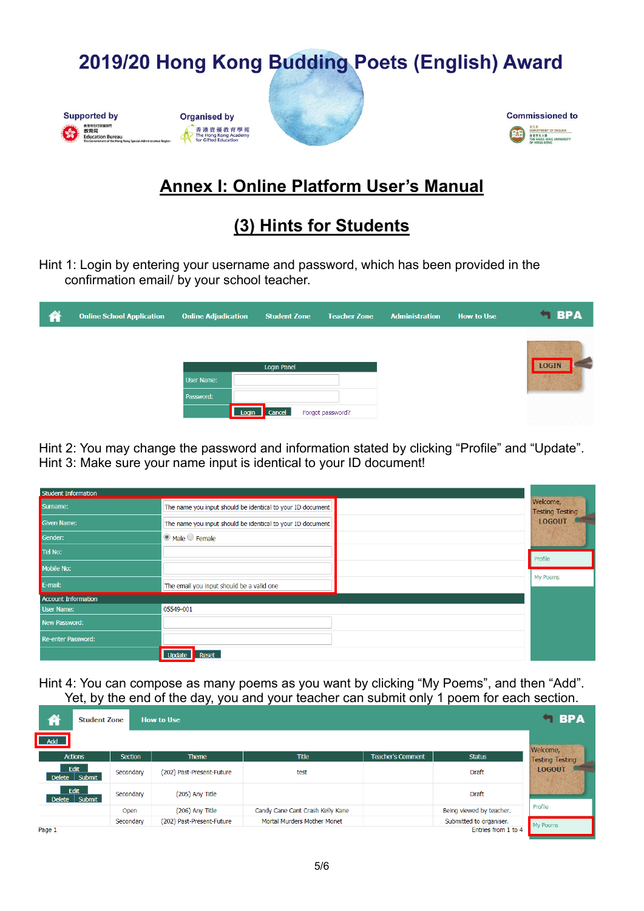# 2019/20 Hong Kong Budding Poets (English) Award

Supported by
Education Bureau

Organised by
The Hong Kong Academy for Gifted Education

Commissioned to
Department of English, The Hang Seng University of Hong Kong

## Annex I: Online Platform User's Manual

## (3) Hints for Students

Hint 1: Login by entering your username and password, which has been provided in the confirmation email/ by your school teacher.

Online School Application | Online Adjudication | Student Zone | Teacher Zone | Administration | How to Use | BPA

Login Panel
User Name:
Password:
Login | Cancel | Forgot password?

LOGIN

Hint 2: You may change the password and information stated by clicking "Profile" and "Update".
Hint 3: Make sure your name input is identical to your ID document!

| Student Information | |
|---|---|
| Surname: | The name you input should be identical to your ID document |
| Given Name: | The name you input should be identical to your ID document |
| Gender: | Male / Female |
| Tel No: | |
| Mobile No: | |
| E-mail: | The email you input should be a valid one |
| **Account Information** | |
| User Name: | 05549-001 |
| New Password: | |
| Re-enter Password: | |
| | Update / Reset |

Welcome, Testing Testing
LOGOUT
Profile
My Poems

Hint 4: You can compose as many poems as you want by clicking "My Poems", and then "Add". Yet, by the end of the day, you and your teacher can submit only 1 poem for each section.

Student Zone | How to Use | BPA

Add

| Actions | Section | Theme | Title | Teacher's Comment | Status |
|---|---|---|---|---|---|
| Edit / Delete / Submit | Secondary | (202) Past-Present-Future | test | | Draft |
| Edit / Delete / Submit | Secondary | (205) Any Title | | | Draft |
| | Open | (206) Any Title | Candy Cane Cant Crash Kelly Kane | | Being viewed by teacher. |
| | Secondary | (202) Past-Present-Future | Mortal Murders Mother Monet | | Submitted to organiser. |

Page 1 — Entries from 1 to 4

Welcome, Testing Testing
LOGOUT
Profile
My Poems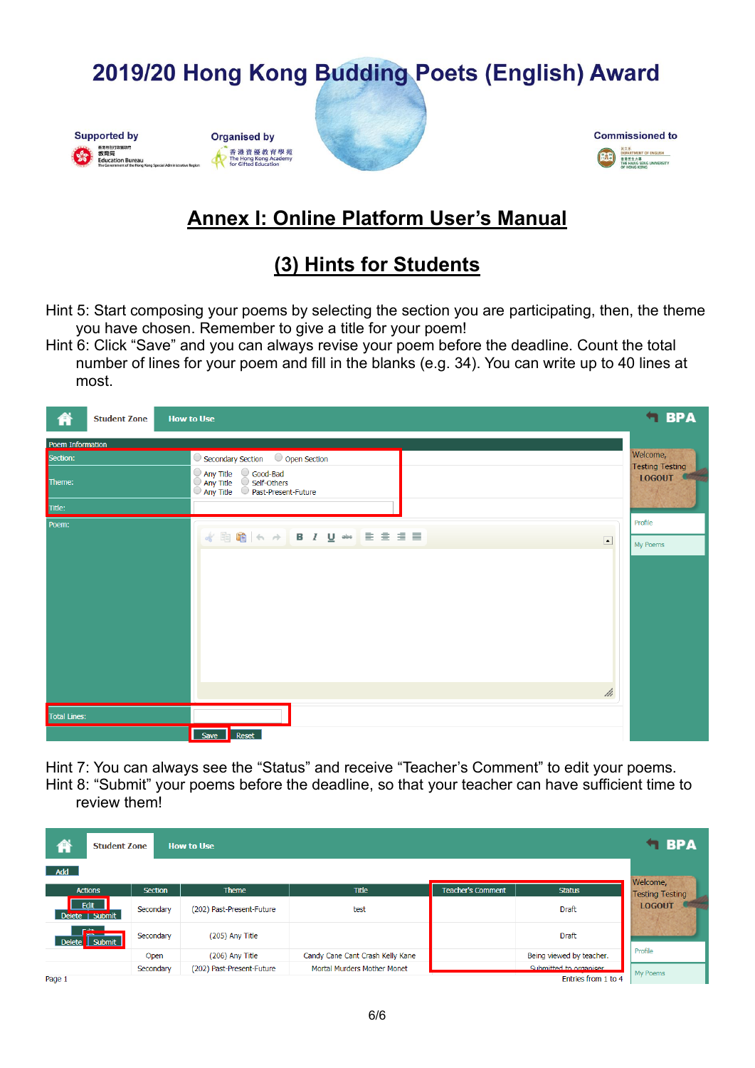# 2019/20 Hong Kong Budding Poets (English) Award

Supported by
Education Bureau

Organised by
The Hong Kong Academy for Gifted Education

Commissioned to
Department of English, The Hang Seng University of Hong Kong

## Annex I: Online Platform User's Manual

## (3) Hints for Students

Hint 5: Start composing your poems by selecting the section you are participating, then, the theme you have chosen. Remember to give a title for your poem!

Hint 6: Click "Save" and you can always revise your poem before the deadline. Count the total number of lines for your poem and fill in the blanks (e.g. 34). You can write up to 40 lines at most.

Student Zone | How to Use | BPA

Poem Information

| | |
|---|---|
| Section: | Secondary Section / Open Section |
| Theme: | Any Title / Good-Bad / Any Title / Self-Others / Any Title / Past-Present-Future |
| Title: | |
| Poem: | |
| Total Lines: | |

Save | Reset

Welcome, Testing Testing
LOGOUT
Profile
My Poems

Hint 7: You can always see the "Status" and receive "Teacher's Comment" to edit your poems.

Hint 8: "Submit" your poems before the deadline, so that your teacher can have sufficient time to review them!

Student Zone | How to Use | BPA

Add

| Actions | Section | Theme | Title | Teacher's Comment | Status |
|---|---|---|---|---|---|
| Edit / Delete / Submit | Secondary | (202) Past-Present-Future | test | | Draft |
| Edit / Delete / Submit | Secondary | (205) Any Title | | | Draft |
| | Open | (206) Any Title | Candy Cane Cant Crash Kelly Kane | | Being viewed by teacher. |
| | Secondary | (202) Past-Present-Future | Mortal Murders Mother Monet | | Submitted to organiser |

Page 1 — Entries from 1 to 4

Welcome, Testing Testing
LOGOUT
Profile
My Poems